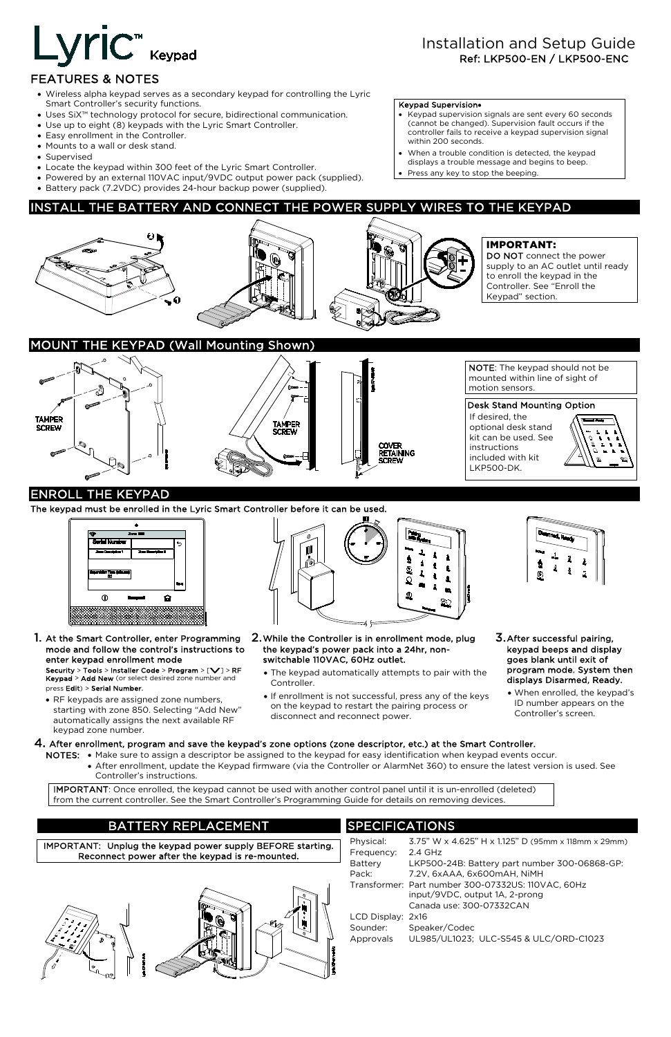# Lyric™ Keypad

## Installation and Setup Guide

**Ref: LKP500-EN / LKP500-ENC**

## FEATURES & NOTES

- Wireless alpha keypad serves as a secondary keypad for controlling the Lyric Smart Controller's security functions.
- Uses SiX™ technology protocol for secure, bidirectional communication.
- Use up to eight (8) keypads with the Lyric Smart Controller.
- Easy enrollment in the Controller.
- Mounts to a wall or desk stand.
- Supervised
- Locate the keypad within 300 feet of the Lyric Smart Controller.
- Powered by an external 110VAC input/9VDC output power pack (supplied).
- Battery pack (7.2VDC) provides 24-hour backup power (supplied).

**Keypad Supervision•**

- Keypad supervision signals are sent every 60 seconds (cannot be changed). Supervision fault occurs if the controller fails to receive a keypad supervision signal within 200 seconds.
- When a trouble condition is detected, the keypad displays a trouble message and begins to beep.
- Press any key to stop the beeping.

## INSTALL THE BATTERY AND CONNECT THE POWER SUPPLY WIRES TO THE KEYPAD

**IMPORTANT:**
DO NOT connect the power supply to an AC outlet until ready to enroll the keypad in the Controller. See "Enroll the Keypad" section.

## MOUNT THE KEYPAD (Wall Mounting Shown)

TAMPER SCREW

TAMPER SCREW

COVER RETAINING SCREW

NOTE: The keypad should not be mounted within line of sight of motion sensors.

**Desk Stand Mounting Option**
If desired, the optional desk stand kit can be used. See instructions included with kit LKP500-DK.

## ENROLL THE KEYPAD

**The keypad must be enrolled in the Lyric Smart Controller before it can be used.**

**1.** **At the Smart Controller, enter Programming mode and follow the control's instructions to enter keypad enrollment mode**
**Security** > **Tools** > **Installer Code** > **Program** > [∨] > **RF Keypad** > **Add New** (or select desired zone number and press **Edit**) > **Serial Number**.

- RF keypads are assigned zone numbers, starting with zone 850. Selecting "Add New" automatically assigns the next available RF keypad zone number.

**2.** **While the Controller is in enrollment mode, plug the keypad's power pack into a 24hr, non-switchable 110VAC, 60Hz outlet.**

- The keypad automatically attempts to pair with the Controller.
- If enrollment is not successful, press any of the keys on the keypad to restart the pairing process or disconnect and reconnect power.

**3.** **After successful pairing, keypad beeps and display goes blank until exit of program mode. System then displays Disarmed, Ready.**

- When enrolled, the keypad's ID number appears on the Controller's screen.

**4.** **After enrollment, program and save the keypad's zone options (zone descriptor, etc.) at the Smart Controller.**

NOTES:
- Make sure to assign a descriptor be assigned to the keypad for easy identification when keypad events occur.
- After enrollment, update the Keypad firmware (via the Controller or AlarmNet 360) to ensure the latest version is used. See Controller's instructions.

IMPORTANT: Once enrolled, the keypad cannot be used with another control panel until it is un-enrolled (deleted) from the current controller. See the Smart Controller's Programming Guide for details on removing devices.

## BATTERY REPLACEMENT

IMPORTANT: Unplug the keypad power supply BEFORE starting. Reconnect power after the keypad is re-mounted.

## SPECIFICATIONS

| | |
|---|---|
| Physical: | 3.75" W x 4.625" H x 1.125" D (95mm x 118mm x 29mm) |
| Frequency: | 2.4 GHz |
| Battery Pack: | LKP500-24B: Battery part number 300-06868-GP: 7.2V, 6xAAA, 6x600mAH, NiMH |
| Transformer: | Part number 300-07332US: 110VAC, 60Hz input/9VDC, output 1A, 2-prong Canada use: 300-07332CAN |
| LCD Display: | 2x16 |
| Sounder: | Speaker/Codec |
| Approvals | UL985/UL1023; ULC-S545 & ULC/ORD-C1023 |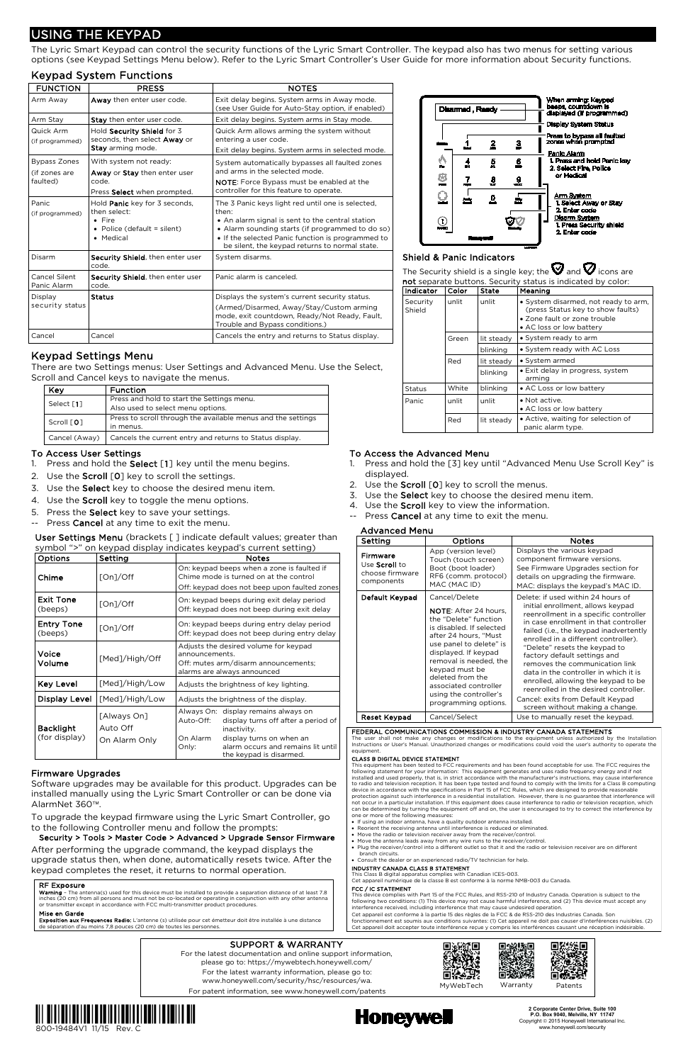# USING THE KEYPAD

The Lyric Smart Keypad can control the security functions of the Lyric Smart Controller. The keypad also has two menus for setting various options (see Keypad Settings Menu below). Refer to the Lyric Smart Controller's User Guide for more information about Security functions.

## Keypad System Functions

| FUNCTION | PRESS | NOTES |
|---|---|---|
| Arm Away | **Away** then enter user code. | Exit delay begins. System arms in Away mode. (see User Guide for Auto-Stay option, if enabled) |
| Arm Stay | **Stay** then enter user code. | Exit delay begins. System arms in Stay mode. |
| Quick Arm (if programmed) | Hold **Security Shield** for 3 seconds, then select **Away** or **Stay** arming mode. | Quick Arm allows arming the system without entering a user code. Exit delay begins. System arms in selected mode. |
| Bypass Zones (if zones are faulted) | With system not ready: **Away** or **Stay** then enter user code. Press **Select** when prompted. | System automatically bypasses all faulted zones and arms in the selected mode. NOTE: Force Bypass must be enabled at the controller for this feature to operate. |
| Panic (if programmed) | Hold **Panic** key for 3 seconds, then select: • Fire • Police (default = silent) • Medical | The 3 Panic keys light red until one is selected, then: • An alarm signal is sent to the central station • Alarm sounding starts (if programmed to do so) • If the selected Panic function is programmed to be silent, the keypad returns to normal state. |
| Disarm | **Security Shield**, then enter user code. | System disarms. |
| Cancel Silent Panic Alarm | **Security Shield**, then enter user code. | Panic alarm is canceled. |
| Display security status | **Status** | Displays the system's current security status. (Armed/Disarmed, Away/Stay/Custom arming mode, exit countdown, Ready/Not Ready, Fault, Trouble and Bypass conditions.) |
| Cancel | Cancel | Cancels the entry and returns to Status display. |

Disarmed , Ready

When arming: Keypad beeps, countdown is displayed (if programmed)

Display System Status

Press to bypass all faulted zones when prompted

Panic Alarm
1. Press and hold Panic key
2. Select Fire, Police or Medical

Arm System
1. Select Away or Stay
2. Enter code

Disarm System
1. Press Security shield
2. Enter code

### Shield & Panic Indicators

The Security shield is a single key; the and icons are **not** separate buttons. Security status is indicated by color:

| Indicator | Color | State | Meaning |
|---|---|---|---|
| Security Shield | unlit | unlit | • System disarmed, not ready to arm, (press Status key to show faults) • Zone fault or zone trouble • AC loss or low battery |
| | Green | lit steady | • System ready to arm |
| | | blinking | • System ready with AC Loss |
| | Red | lit steady | • System armed |
| | | blinking | • Exit delay in progress, system arming |
| Status | White | blinking | • AC Loss or low battery |
| Panic | unlit | unlit | • Not active. • AC loss or low battery |
| | Red | lit steady | • Active, waiting for selection of panic alarm type. |

## Keypad Settings Menu

There are two Settings menus: User Settings and Advanced Menu. Use the Select, Scroll and Cancel keys to navigate the menus.

| Key | Function |
|---|---|
| Select [1] | Press and hold to start the Settings menu. Also used to select menu options. |
| Scroll [0] | Press to scroll through the available menus and the settings in menus. |
| Cancel (Away) | Cancels the current entry and returns to Status display. |

### To Access User Settings

1. Press and hold the **Select** [1] key until the menu begins.
2. Use the **Scroll** [0] key to scroll the settings.
3. Use the **Select** key to choose the desired menu item.
4. Use the **Scroll** key to toggle the menu options.
5. Press the **Select** key to save your settings.

-- Press **Cancel** at any time to exit the menu.

**User Settings Menu** (brackets [ ] indicate default values; greater than symbol ">" on keypad display indicates keypad's current setting)

| Options | Setting | Notes |
|---|---|---|
| **Chime** | [On]/Off | On: keypad beeps when a zone is faulted if Chime mode is turned on at the control. Off: keypad does not beep upon faulted zones |
| **Exit Tone** (beeps) | [On]/Off | On: keypad beeps during exit delay period. Off: keypad does not beep during exit delay |
| **Entry Tone** (beeps) | [On]/Off | On: keypad beeps during entry delay period. Off: keypad does not beep during entry delay |
| **Voice Volume** | [Med]/High/Off | Adjusts the desired volume for keypad announcements. Off: mutes arm/disarm announcements; alarms are always announced |
| **Key Level** | [Med]/High/Low | Adjusts the brightness of key lighting. |
| **Display Level** | [Med]/High/Low | Adjusts the brightness of the display. |
| **Backlight** (for display) | [Always On] Auto Off On Alarm Only | Always On: display remains always on. Auto-Off: display turns off after a period of inactivity. On Alarm Only: display turns on when an alarm occurs and remains lit until the keypad is disarmed. |

### To Access the Advanced Menu

1. Press and hold the [3] key until "Advanced Menu Use Scroll Key" is displayed.
2. Use the **Scroll** [0] key to scroll the menus.
3. Use the **Select** key to choose the desired menu item.
4. Use the **Scroll** key to view the information.

-- Press **Cancel** at any time to exit the menu.

**Advanced Menu**

| Setting | Options | Notes |
|---|---|---|
| **Firmware** Use **Scroll** to choose firmware components | App (version level) Touch (touch screen) Boot (boot loader) RF6 (comm. protocol) MAC (MAC ID) | Displays the various keypad component firmware versions. See Firmware Upgrades section for details on upgrading the firmware. MAC: displays the keypad's MAC ID. |
| **Default Keypad** | Cancel/Delete NOTE: After 24 hours, the "Delete" function is disabled. If selected after 24 hours, "Must use panel to delete" is displayed. If keypad removal is needed, the keypad must be deleted from the associated controller using the controller's programming options. | Delete: if used within 24 hours of initial enrollment, allows keypad reenrollment in a specific controller in case enrollment in that controller failed (i.e., the keypad inadvertently enrolled in a different controller). "Delete" resets the keypad to factory default settings and removes the communication link data in the controller in which it is enrolled, allowing the keypad to be reenrolled in the desired controller. Cancel: exits from Default Keypad screen without making a change. |
| **Reset Keypad** | Cancel/Select | Use to manually reset the keypad. |

### Firmware Upgrades

Software upgrades may be available for this product. Upgrades can be installed manually using the Lyric Smart Controller or can be done via AlarmNet 360™.

To upgrade the keypad firmware using the Lyric Smart Controller, go to the following Controller menu and follow the prompts:

**Security > Tools > Master Code > Advanced > Upgrade Sensor Firmware**

After performing the upgrade command, the keypad displays the upgrade status then, when done, automatically resets twice. After the keypad completes the reset, it returns to normal operation.

**RF Exposure**

**Warning** – The antenna(s) used for this device must be installed to provide a separation distance of at least 7.8 inches (20 cm) from all persons and must not be co-located or operating in conjunction with any other antenna or transmitter except in accordance with FCC multi-transmitter product procedures.

**Mise en Garde**

**Exposition aux Frequences Radio:** L'antenne (s) utilisée pour cet émetteur doit être installée à une distance de séparation d'au moins 7,8 pouces (20 cm) de toutes les personnes.

**FEDERAL COMMUNICATIONS COMMISSION & INDUSTRY CANADA STATEMENTS**

The user shall not make any changes or modifications to the equipment unless authorized by the Installation Instructions or User's Manual. Unauthorized changes or modifications could void the user's authority to operate the equipment.

**CLASS B DIGITAL DEVICE STATEMENT**

This equipment has been tested to FCC requirements and has been found acceptable for use. The FCC requires the following statement for your information: This equipment generates and uses radio frequency energy and if not installed and used properly, that is, in strict accordance with the manufacturer's instructions, may cause interference to radio and television reception. It has been type tested and found to comply with the limits for a Class B computing device in accordance with the specifications in Part 15 of FCC Rules, which are designed to provide reasonable protection against such interference in a residential installation. However, there is no guarantee that interference will not occur in a particular installation. If this equipment does cause interference to radio or television reception, which can be determined by turning the equipment off and on, the user is encouraged to try to correct the interference by one or more of the following measures:

- If using an indoor antenna, have a quality outdoor antenna installed.
- Reorient the receiving antenna until interference is reduced or eliminated.
- Move the radio or television receiver away from the receiver/control.
- Move the antenna leads away from any wire runs to the receiver/control.
- Plug the receiver/control into a different outlet so that it and the radio or television receiver are on different branch circuits.
- Consult the dealer or an experienced radio/TV technician for help.

**INDUSTRY CANADA CLASS B STATEMENT**

This Class B digital apparatus complies with Canadian ICES-003.
Cet appareil numérique de la classe B est conforme à la norme NMB-003 du Canada.

**FCC / IC STATEMENT**

This device complies with Part 15 of the FCC Rules, and RSS-210 of Industry Canada. Operation is subject to the following two conditions: (1) This device may not cause harmful interference, and (2) This device must accept any interference received, including interference that may cause undesired operation.
Cet appareil est conforme à la partie 15 des règles de la FCC & de RSS-210 des Industries Canada. Son fonctionnement est soumis aux conditions suivantes: (1) Cet appareil ne doit pas causer d'interférences nuisibles. (2) Cet appareil doit accepter toute interférence reçue y compris les interférences causant une réception indésirable.

**SUPPORT & WARRANTY**

For the latest documentation and online support information, please go to: https://mywebtech.honeywell.com/

For the latest warranty information, please go to: www.honeywell.com/security/hsc/resources/wa.

For patent information, see www.honeywell.com/patents

MyWebTech Warranty Patents

800-19484V1 11/15 Rev. C

Honeywell

2 Corporate Center Drive, Suite 100
P.O. Box 9040, Melville, NY 11747
Copyright © 2015 Honeywell International Inc.
www.honeywell.com/security